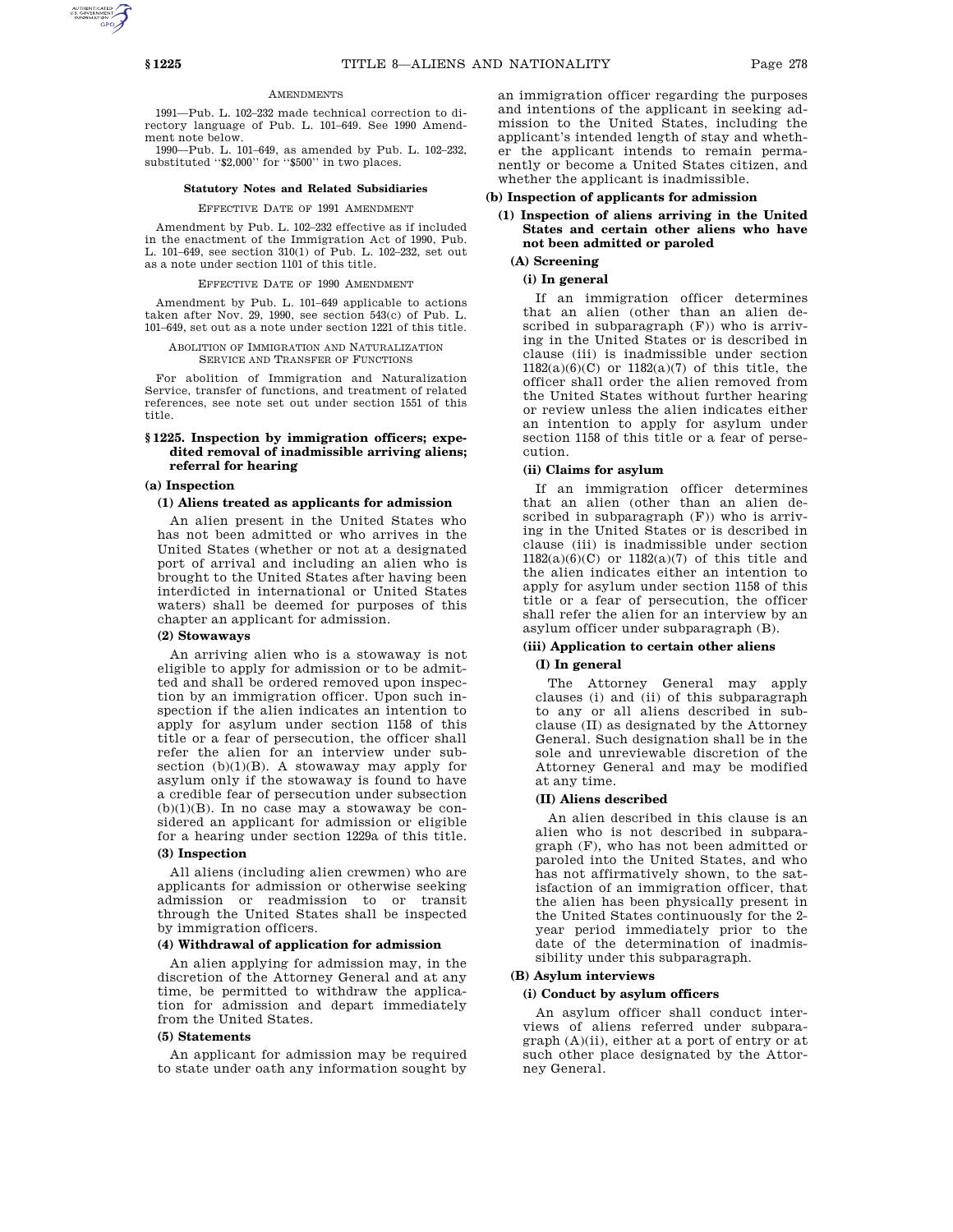AMENDMENTS

1991—Pub. L. 102–232 made technical correction to directory language of Pub. L. 101–649. See 1990 Amendment note below.

1990—Pub. L. 101–649, as amended by Pub. L. 102–232, substituted "$2,000" for "$500" in two places.

**Statutory Notes and Related Subsidiaries**

EFFECTIVE DATE OF 1991 AMENDMENT

Amendment by Pub. L. 102–232 effective as if included in the enactment of the Immigration Act of 1990, Pub. L. 101–649, see section 310(1) of Pub. L. 102–232, set out as a note under section 1101 of this title.

EFFECTIVE DATE OF 1990 AMENDMENT

Amendment by Pub. L. 101–649 applicable to actions taken after Nov. 29, 1990, see section 543(c) of Pub. L. 101–649, set out as a note under section 1221 of this title.

ABOLITION OF IMMIGRATION AND NATURALIZATION SERVICE AND TRANSFER OF FUNCTIONS

For abolition of Immigration and Naturalization Service, transfer of functions, and treatment of related references, see note set out under section 1551 of this title.

## §1225. Inspection by immigration officers; expedited removal of inadmissible arriving aliens; referral for hearing

### (a) Inspection

#### (1) Aliens treated as applicants for admission

An alien present in the United States who has not been admitted or who arrives in the United States (whether or not at a designated port of arrival and including an alien who is brought to the United States after having been interdicted in international or United States waters) shall be deemed for purposes of this chapter an applicant for admission.

#### (2) Stowaways

An arriving alien who is a stowaway is not eligible to apply for admission or to be admitted and shall be ordered removed upon inspection by an immigration officer. Upon such inspection if the alien indicates an intention to apply for asylum under section 1158 of this title or a fear of persecution, the officer shall refer the alien for an interview under subsection (b)(1)(B). A stowaway may apply for asylum only if the stowaway is found to have a credible fear of persecution under subsection (b)(1)(B). In no case may a stowaway be considered an applicant for admission or eligible for a hearing under section 1229a of this title.

#### (3) Inspection

All aliens (including alien crewmen) who are applicants for admission or otherwise seeking admission or readmission to or transit through the United States shall be inspected by immigration officers.

#### (4) Withdrawal of application for admission

An alien applying for admission may, in the discretion of the Attorney General and at any time, be permitted to withdraw the application for admission and depart immediately from the United States.

#### (5) Statements

An applicant for admission may be required to state under oath any information sought by an immigration officer regarding the purposes and intentions of the applicant in seeking admission to the United States, including the applicant's intended length of stay and whether the applicant intends to remain permanently or become a United States citizen, and whether the applicant is inadmissible.

### (b) Inspection of applicants for admission

#### (1) Inspection of aliens arriving in the United States and certain other aliens who have not been admitted or paroled

##### (A) Screening

###### (i) In general

If an immigration officer determines that an alien (other than an alien described in subparagraph (F)) who is arriving in the United States or is described in clause (iii) is inadmissible under section 1182(a)(6)(C) or 1182(a)(7) of this title, the officer shall order the alien removed from the United States without further hearing or review unless the alien indicates either an intention to apply for asylum under section 1158 of this title or a fear of persecution.

###### (ii) Claims for asylum

If an immigration officer determines that an alien (other than an alien described in subparagraph (F)) who is arriving in the United States or is described in clause (iii) is inadmissible under section 1182(a)(6)(C) or 1182(a)(7) of this title and the alien indicates either an intention to apply for asylum under section 1158 of this title or a fear of persecution, the officer shall refer the alien for an interview by an asylum officer under subparagraph (B).

###### (iii) Application to certain other aliens

**(I) In general**

The Attorney General may apply clauses (i) and (ii) of this subparagraph to any or all aliens described in subclause (II) as designated by the Attorney General. Such designation shall be in the sole and unreviewable discretion of the Attorney General and may be modified at any time.

**(II) Aliens described**

An alien described in this clause is an alien who is not described in subparagraph (F), who has not been admitted or paroled into the United States, and who has not affirmatively shown, to the satisfaction of an immigration officer, that the alien has been physically present in the United States continuously for the 2-year period immediately prior to the date of the determination of inadmissibility under this subparagraph.

##### (B) Asylum interviews

###### (i) Conduct by asylum officers

An asylum officer shall conduct interviews of aliens referred under subparagraph (A)(ii), either at a port of entry or at such other place designated by the Attorney General.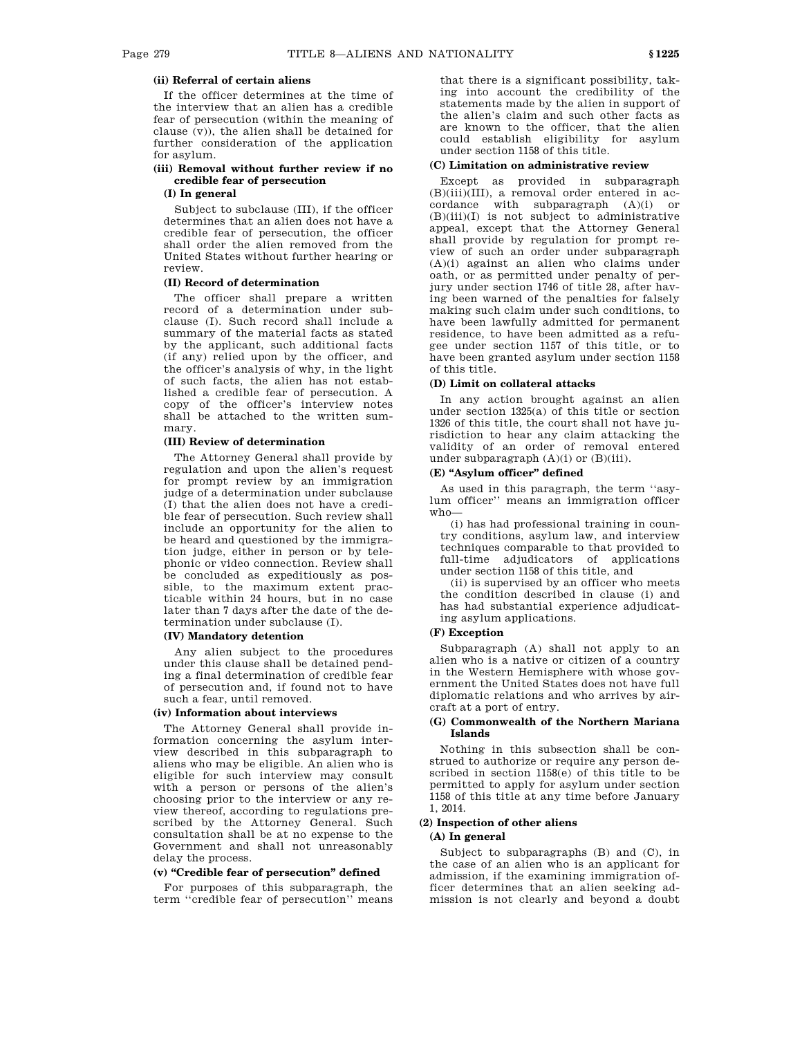**(ii) Referral of certain aliens**

If the officer determines at the time of the interview that an alien has a credible fear of persecution (within the meaning of clause (v)), the alien shall be detained for further consideration of the application for asylum.

**(iii) Removal without further review if no credible fear of persecution**

**(I) In general**

Subject to subclause (III), if the officer determines that an alien does not have a credible fear of persecution, the officer shall order the alien removed from the United States without further hearing or review.

**(II) Record of determination**

The officer shall prepare a written record of a determination under subclause (I). Such record shall include a summary of the material facts as stated by the applicant, such additional facts (if any) relied upon by the officer, and the officer's analysis of why, in the light of such facts, the alien has not established a credible fear of persecution. A copy of the officer's interview notes shall be attached to the written summary.

**(III) Review of determination**

The Attorney General shall provide by regulation and upon the alien's request for prompt review by an immigration judge of a determination under subclause (I) that the alien does not have a credible fear of persecution. Such review shall include an opportunity for the alien to be heard and questioned by the immigration judge, either in person or by telephonic or video connection. Review shall be concluded as expeditiously as possible, to the maximum extent practicable within 24 hours, but in no case later than 7 days after the date of the determination under subclause (I).

**(IV) Mandatory detention**

Any alien subject to the procedures under this clause shall be detained pending a final determination of credible fear of persecution and, if found not to have such a fear, until removed.

**(iv) Information about interviews**

The Attorney General shall provide information concerning the asylum interview described in this subparagraph to aliens who may be eligible. An alien who is eligible for such interview may consult with a person or persons of the alien's choosing prior to the interview or any review thereof, according to regulations prescribed by the Attorney General. Such consultation shall be at no expense to the Government and shall not unreasonably delay the process.

**(v) "Credible fear of persecution" defined**

For purposes of this subparagraph, the term ''credible fear of persecution'' means that there is a significant possibility, taking into account the credibility of the statements made by the alien in support of the alien's claim and such other facts as are known to the officer, that the alien could establish eligibility for asylum under section 1158 of this title.

**(C) Limitation on administrative review**

Except as provided in subparagraph (B)(iii)(III), a removal order entered in accordance with subparagraph (A)(i) or (B)(iii)(I) is not subject to administrative appeal, except that the Attorney General shall provide by regulation for prompt review of such an order under subparagraph (A)(i) against an alien who claims under oath, or as permitted under penalty of perjury under section 1746 of title 28, after having been warned of the penalties for falsely making such claim under such conditions, to have been lawfully admitted for permanent residence, to have been admitted as a refugee under section 1157 of this title, or to have been granted asylum under section 1158 of this title.

**(D) Limit on collateral attacks**

In any action brought against an alien under section 1325(a) of this title or section 1326 of this title, the court shall not have jurisdiction to hear any claim attacking the validity of an order of removal entered under subparagraph (A)(i) or (B)(iii).

**(E) "Asylum officer" defined**

As used in this paragraph, the term ''asylum officer'' means an immigration officer who—

(i) has had professional training in country conditions, asylum law, and interview techniques comparable to that provided to full-time adjudicators of applications under section 1158 of this title, and

(ii) is supervised by an officer who meets the condition described in clause (i) and has had substantial experience adjudicating asylum applications.

**(F) Exception**

Subparagraph (A) shall not apply to an alien who is a native or citizen of a country in the Western Hemisphere with whose government the United States does not have full diplomatic relations and who arrives by aircraft at a port of entry.

**(G) Commonwealth of the Northern Mariana Islands**

Nothing in this subsection shall be construed to authorize or require any person described in section 1158(e) of this title to be permitted to apply for asylum under section 1158 of this title at any time before January 1, 2014.

**(2) Inspection of other aliens**

**(A) In general**

Subject to subparagraphs (B) and (C), in the case of an alien who is an applicant for admission, if the examining immigration officer determines that an alien seeking admission is not clearly and beyond a doubt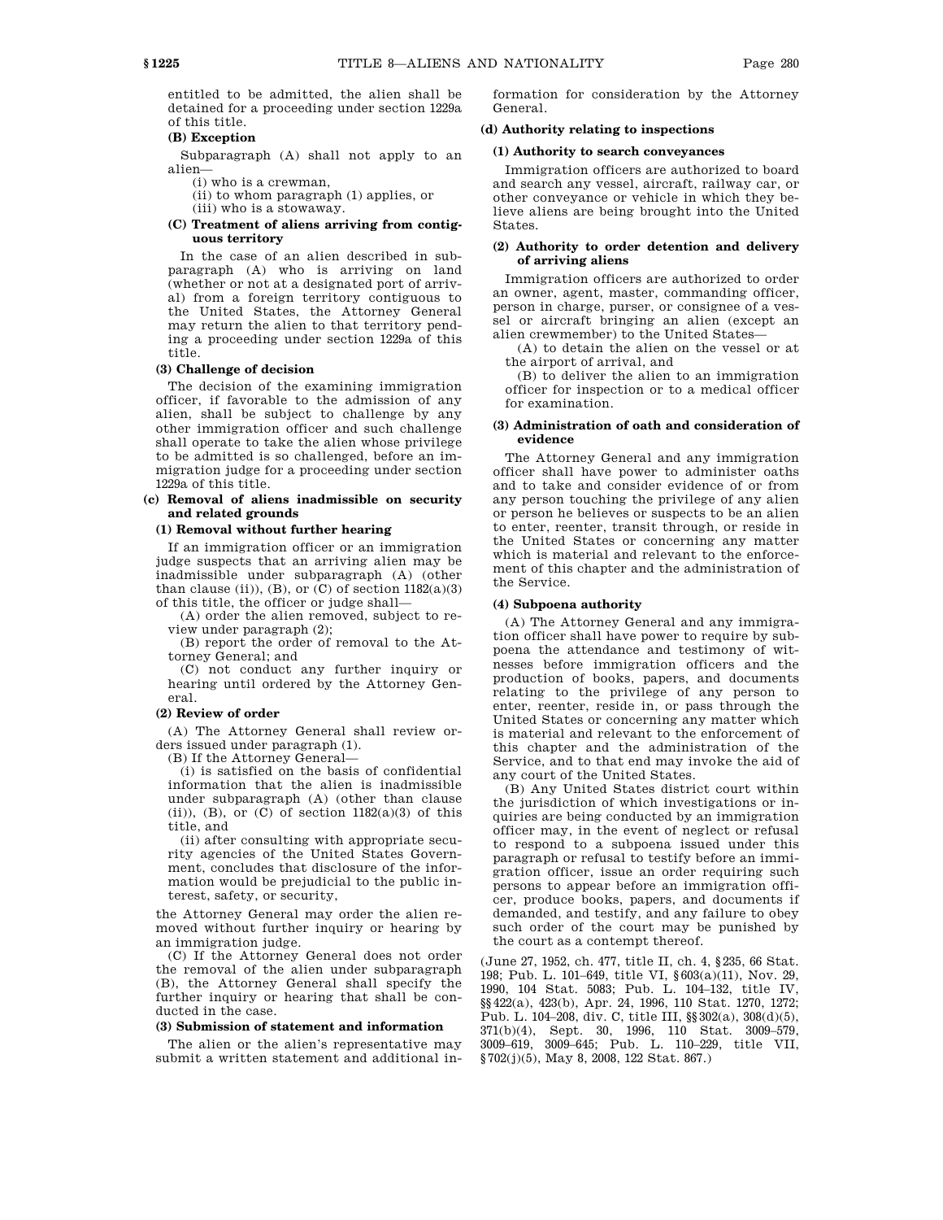entitled to be admitted, the alien shall be detained for a proceeding under section 1229a of this title.

**(B) Exception**

Subparagraph (A) shall not apply to an alien—

(i) who is a crewman,

(ii) to whom paragraph (1) applies, or

(iii) who is a stowaway.

**(C) Treatment of aliens arriving from contiguous territory**

In the case of an alien described in subparagraph (A) who is arriving on land (whether or not at a designated port of arrival) from a foreign territory contiguous to the United States, the Attorney General may return the alien to that territory pending a proceeding under section 1229a of this title.

**(3) Challenge of decision**

The decision of the examining immigration officer, if favorable to the admission of any alien, shall be subject to challenge by any other immigration officer and such challenge shall operate to take the alien whose privilege to be admitted is so challenged, before an immigration judge for a proceeding under section 1229a of this title.

**(c) Removal of aliens inadmissible on security and related grounds**

**(1) Removal without further hearing**

If an immigration officer or an immigration judge suspects that an arriving alien may be inadmissible under subparagraph (A) (other than clause (ii)), (B), or (C) of section 1182(a)(3) of this title, the officer or judge shall—

(A) order the alien removed, subject to review under paragraph (2);

(B) report the order of removal to the Attorney General; and

(C) not conduct any further inquiry or hearing until ordered by the Attorney General.

**(2) Review of order**

(A) The Attorney General shall review orders issued under paragraph (1).

(B) If the Attorney General—

(i) is satisfied on the basis of confidential information that the alien is inadmissible under subparagraph (A) (other than clause (ii)), (B), or (C) of section 1182(a)(3) of this title, and

(ii) after consulting with appropriate security agencies of the United States Government, concludes that disclosure of the information would be prejudicial to the public interest, safety, or security,

the Attorney General may order the alien removed without further inquiry or hearing by an immigration judge.

(C) If the Attorney General does not order the removal of the alien under subparagraph (B), the Attorney General shall specify the further inquiry or hearing that shall be conducted in the case.

**(3) Submission of statement and information**

The alien or the alien's representative may submit a written statement and additional information for consideration by the Attorney General.

**(d) Authority relating to inspections**

**(1) Authority to search conveyances**

Immigration officers are authorized to board and search any vessel, aircraft, railway car, or other conveyance or vehicle in which they believe aliens are being brought into the United States.

**(2) Authority to order detention and delivery of arriving aliens**

Immigration officers are authorized to order an owner, agent, master, commanding officer, person in charge, purser, or consignee of a vessel or aircraft bringing an alien (except an alien crewmember) to the United States—

(A) to detain the alien on the vessel or at the airport of arrival, and

(B) to deliver the alien to an immigration officer for inspection or to a medical officer for examination.

**(3) Administration of oath and consideration of evidence**

The Attorney General and any immigration officer shall have power to administer oaths and to take and consider evidence of or from any person touching the privilege of any alien or person he believes or suspects to be an alien to enter, reenter, transit through, or reside in the United States or concerning any matter which is material and relevant to the enforcement of this chapter and the administration of the Service.

**(4) Subpoena authority**

(A) The Attorney General and any immigration officer shall have power to require by subpoena the attendance and testimony of witnesses before immigration officers and the production of books, papers, and documents relating to the privilege of any person to enter, reenter, reside in, or pass through the United States or concerning any matter which is material and relevant to the enforcement of this chapter and the administration of the Service, and to that end may invoke the aid of any court of the United States.

(B) Any United States district court within the jurisdiction of which investigations or inquiries are being conducted by an immigration officer may, in the event of neglect or refusal to respond to a subpoena issued under this paragraph or refusal to testify before an immigration officer, issue an order requiring such persons to appear before an immigration officer, produce books, papers, and documents if demanded, and testify, and any failure to obey such order of the court may be punished by the court as a contempt thereof.

(June 27, 1952, ch. 477, title II, ch. 4, §235, 66 Stat. 198; Pub. L. 101–649, title VI, §603(a)(11), Nov. 29, 1990, 104 Stat. 5083; Pub. L. 104–132, title IV, §§422(a), 423(b), Apr. 24, 1996, 110 Stat. 1270, 1272; Pub. L. 104–208, div. C, title III, §§302(a), 308(d)(5), 371(b)(4), Sept. 30, 1996, 110 Stat. 3009–579, 3009–619, 3009–645; Pub. L. 110–229, title VII, §702(j)(5), May 8, 2008, 122 Stat. 867.)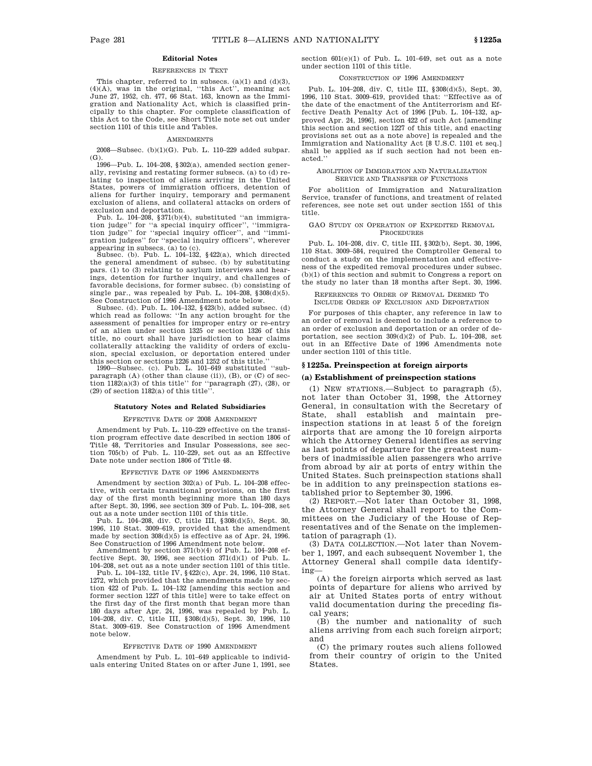## Editorial Notes

### References in Text

This chapter, referred to in subsecs. (a)(1) and (d)(3), (4)(A), was in the original, "this Act", meaning act June 27, 1952, ch. 477, 66 Stat. 163, known as the Immigration and Nationality Act, which is classified principally to this chapter. For complete classification of this Act to the Code, see Short Title note set out under section 1101 of this title and Tables.

### Amendments

2008—Subsec. (b)(1)(G). Pub. L. 110–229 added subpar. (G).

1996—Pub. L. 104–208, §302(a), amended section generally, revising and restating former subsecs. (a) to (d) relating to inspection of aliens arriving in the United States, powers of immigration officers, detention of aliens for further inquiry, temporary and permanent exclusion of aliens, and collateral attacks on orders of exclusion and deportation.

Pub. L. 104–208, §371(b)(4), substituted "an immigration judge" for "a special inquiry officer", "immigration judge" for "special inquiry officer", and "immigration judges" for "special inquiry officers", wherever appearing in subsecs. (a) to (c).

Subsec. (b). Pub. L. 104–132, §422(a), which directed the general amendment of subsec. (b) by substituting pars. (1) to (3) relating to asylum interviews and hearings, detention for further inquiry, and challenges of favorable decisions, for former subsec. (b) consisting of single par., was repealed by Pub. L. 104–208, §308(d)(5). See Construction of 1996 Amendment note below.

Subsec. (d). Pub. L. 104–132, §423(b), added subsec. (d) which read as follows: "In any action brought for the assessment of penalties for improper entry or re-entry of an alien under section 1325 or section 1326 of this title, no court shall have jurisdiction to hear claims collaterally attacking the validity of orders of exclusion, special exclusion, or deportation entered under this section or sections 1226 and 1252 of this title."

1990—Subsec. (c). Pub. L. 101–649 substituted "subparagraph (A) (other than clause (ii)), (B), or (C) of section 1182(a)(3) of this title" for "paragraph (27), (28), or (29) of section 1182(a) of this title".

## Statutory Notes and Related Subsidiaries

### Effective Date of 2008 Amendment

Amendment by Pub. L. 110–229 effective on the transition program effective date described in section 1806 of Title 48, Territories and Insular Possessions, see section 705(b) of Pub. L. 110–229, set out as an Effective Date note under section 1806 of Title 48.

### Effective Date of 1996 Amendments

Amendment by section 302(a) of Pub. L. 104–208 effective, with certain transitional provisions, on the first day of the first month beginning more than 180 days after Sept. 30, 1996, see section 309 of Pub. L. 104–208, set out as a note under section 1101 of this title.

Pub. L. 104–208, div. C, title III, §308(d)(5), Sept. 30, 1996, 110 Stat. 3009–619, provided that the amendment made by section 308(d)(5) is effective as of Apr. 24, 1996. See Construction of 1996 Amendment note below.

Amendment by section 371(b)(4) of Pub. L. 104–208 effective Sept. 30, 1996, see section 371(d)(1) of Pub. L. 104–208, set out as a note under section 1101 of this title.

Pub. L. 104–132, title IV, §422(c), Apr. 24, 1996, 110 Stat. 1272, which provided that the amendments made by section 422 of Pub. L. 104–132 [amending this section and former section 1227 of this title] were to take effect on the first day of the first month that began more than 180 days after Apr. 24, 1996, was repealed by Pub. L. 104–208, div. C, title III, §308(d)(5), Sept. 30, 1996, 110 Stat. 3009–619. See Construction of 1996 Amendment note below.

### Effective Date of 1990 Amendment

Amendment by Pub. L. 101–649 applicable to individuals entering United States on or after June 1, 1991, see section 601(e)(1) of Pub. L. 101–649, set out as a note under section 1101 of this title.

### Construction of 1996 Amendment

Pub. L. 104–208, div. C, title III, §308(d)(5), Sept. 30, 1996, 110 Stat. 3009–619, provided that: "Effective as of the date of the enactment of the Antiterrorism and Effective Death Penalty Act of 1996 [Pub. L. 104–132, approved Apr. 24, 1996], section 422 of such Act [amending this section and section 1227 of this title, and enacting provisions set out as a note above] is repealed and the Immigration and Nationality Act [8 U.S.C. 1101 et seq.] shall be applied as if such section had not been enacted."

### Abolition of Immigration and Naturalization Service and Transfer of Functions

For abolition of Immigration and Naturalization Service, transfer of functions, and treatment of related references, see note set out under section 1551 of this title.

### GAO Study on Operation of Expedited Removal Procedures

Pub. L. 104–208, div. C, title III, §302(b), Sept. 30, 1996, 110 Stat. 3009–584, required the Comptroller General to conduct a study on the implementation and effectiveness of the expedited removal procedures under subsec. (b)(1) of this section and submit to Congress a report on the study no later than 18 months after Sept. 30, 1996.

### References to Order of Removal Deemed To Include Order of Exclusion and Deportation

For purposes of this chapter, any reference in law to an order of removal is deemed to include a reference to an order of exclusion and deportation or an order of deportation, see section 309(d)(2) of Pub. L. 104–208, set out in an Effective Date of 1996 Amendments note under section 1101 of this title.

## §1225a. Preinspection at foreign airports

### (a) Establishment of preinspection stations

(1) New stations.—Subject to paragraph (5), not later than October 31, 1998, the Attorney General, in consultation with the Secretary of State, shall establish and maintain preinspection stations in at least 5 of the foreign airports that are among the 10 foreign airports which the Attorney General identifies as serving as last points of departure for the greatest numbers of inadmissible alien passengers who arrive from abroad by air at ports of entry within the United States. Such preinspection stations shall be in addition to any preinspection stations established prior to September 30, 1996.

(2) Report.—Not later than October 31, 1998, the Attorney General shall report to the Committees on the Judiciary of the House of Representatives and of the Senate on the implementation of paragraph (1).

(3) Data collection.—Not later than November 1, 1997, and each subsequent November 1, the Attorney General shall compile data identifying—

(A) the foreign airports which served as last points of departure for aliens who arrived by air at United States ports of entry without valid documentation during the preceding fiscal years;

(B) the number and nationality of such aliens arriving from each such foreign airport; and

(C) the primary routes such aliens followed from their country of origin to the United States.